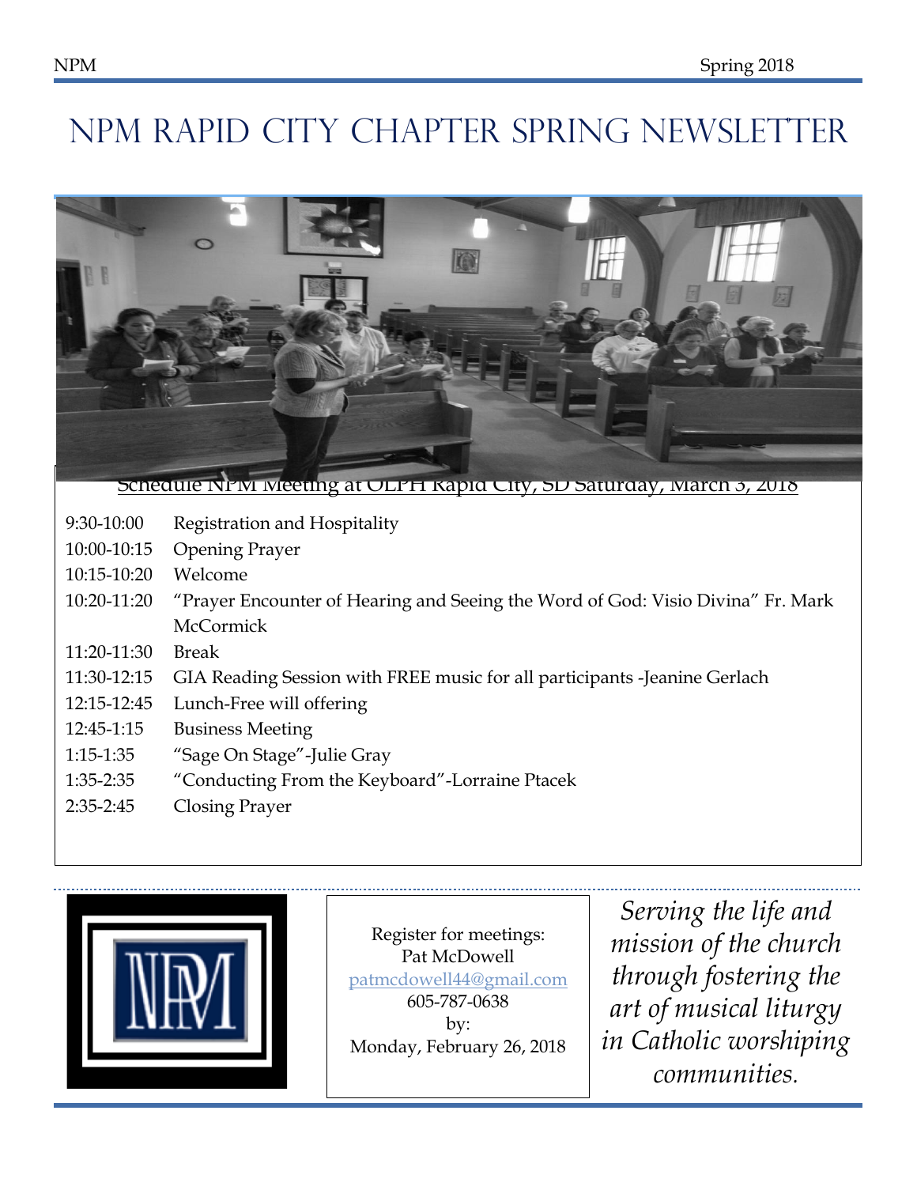# NPM Rapid City Chapter Spring Newsletter

Schedule NPM Meeting at OLPH Rapid City, SD Saturday, March 3, 2018

| | |
|---|---|
| 9:30-10:00 | Registration and Hospitality |
| 10:00-10:15 | Opening Prayer |
| 10:15-10:20 | Welcome |
| 10:20-11:20 | "Prayer Encounter of Hearing and Seeing the Word of God: Visio Divina" Fr. Mark McCormick |
| 11:20-11:30 | Break |
| 11:30-12:15 | GIA Reading Session with FREE music for all participants -Jeanine Gerlach |
| 12:15-12:45 | Lunch-Free will offering |
| 12:45-1:15 | Business Meeting |
| 1:15-1:35 | "Sage On Stage"-Julie Gray |
| 1:35-2:35 | "Conducting From the Keyboard"-Lorraine Ptacek |
| 2:35-2:45 | Closing Prayer |

Register for meetings:
Pat McDowell
patmcdowell44@gmail.com
605-787-0638
by:
Monday, February 26, 2018

*Serving the life and mission of the church through fostering the art of musical liturgy in Catholic worshiping communities.*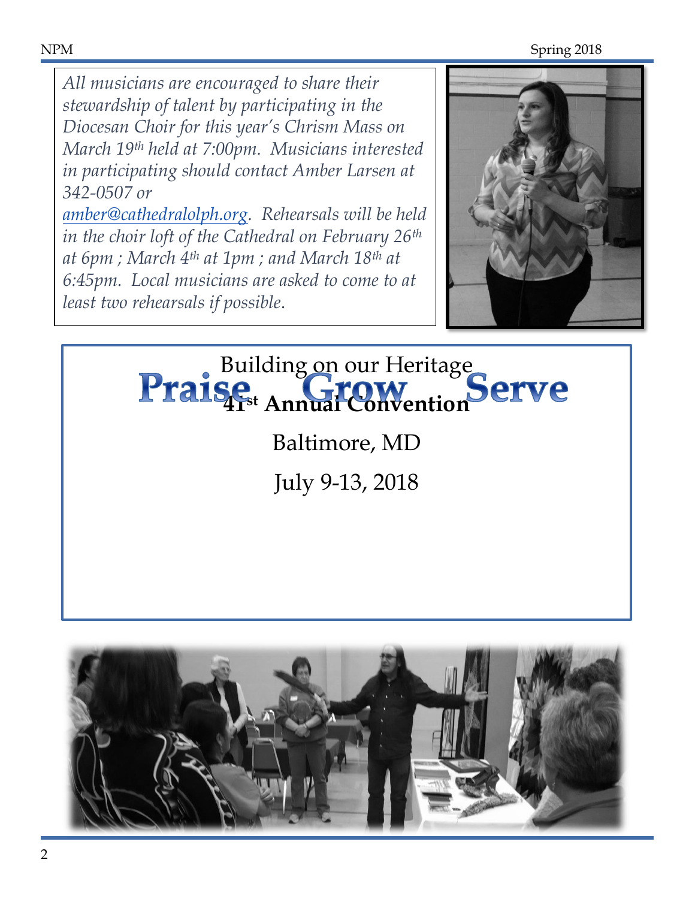*All musicians are encouraged to share their stewardship of talent by participating in the Diocesan Choir for this year's Chrism Mass on March 19th held at 7:00pm. Musicians interested in participating should contact Amber Larsen at 342-0507 or amber@cathedralolph.org. Rehearsals will be held in the choir loft of the Cathedral on February 26th at 6pm ; March 4th at 1pm ; and March 18th at 6:45pm. Local musicians are asked to come to at least two rehearsals if possible.*

Building on our Heritage

**Praise Grow Serve**

**41st Annual Convention**

Baltimore, MD

July 9-13, 2018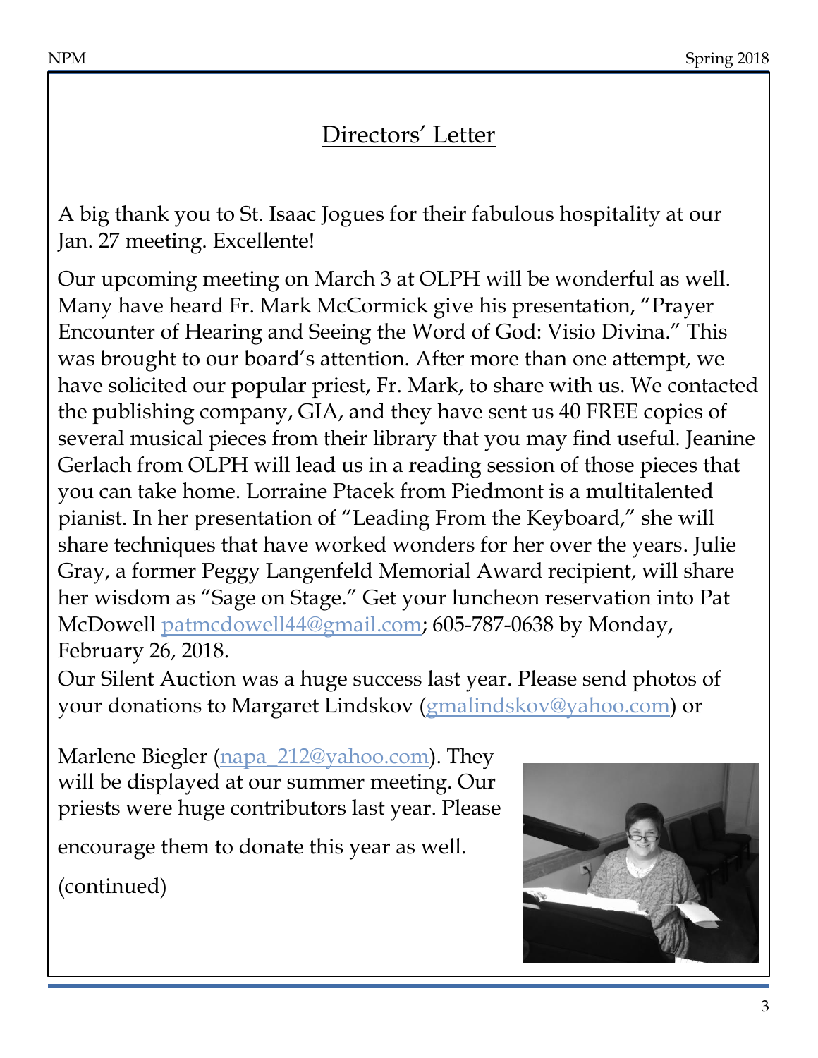## Directors' Letter

A big thank you to St. Isaac Jogues for their fabulous hospitality at our Jan. 27 meeting. Excellente!

Our upcoming meeting on March 3 at OLPH will be wonderful as well. Many have heard Fr. Mark McCormick give his presentation, "Prayer Encounter of Hearing and Seeing the Word of God: Visio Divina." This was brought to our board's attention. After more than one attempt, we have solicited our popular priest, Fr. Mark, to share with us. We contacted the publishing company, GIA, and they have sent us 40 FREE copies of several musical pieces from their library that you may find useful. Jeanine Gerlach from OLPH will lead us in a reading session of those pieces that you can take home. Lorraine Ptacek from Piedmont is a multitalented pianist. In her presentation of "Leading From the Keyboard," she will share techniques that have worked wonders for her over the years. Julie Gray, a former Peggy Langenfeld Memorial Award recipient, will share her wisdom as "Sage on Stage." Get your luncheon reservation into Pat McDowell patmcdowell44@gmail.com; 605-787-0638 by Monday, February 26, 2018.

Our Silent Auction was a huge success last year. Please send photos of your donations to Margaret Lindskov (gmalindskov@yahoo.com) or Marlene Biegler (napa_212@yahoo.com). They will be displayed at our summer meeting. Our priests were huge contributors last year. Please encourage them to donate this year as well.

(continued)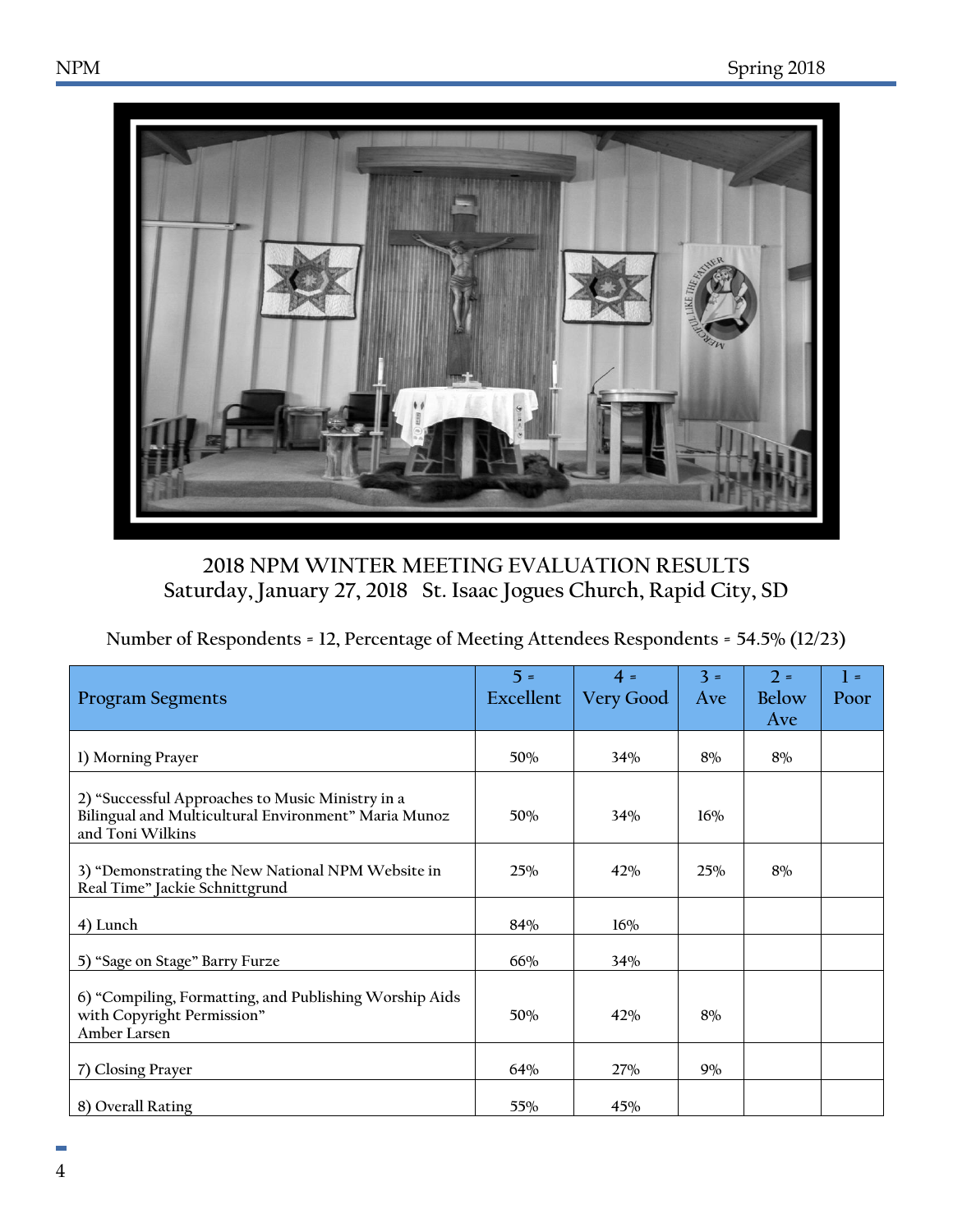## 2018 NPM WINTER MEETING EVALUATION RESULTS

### Saturday, January 27, 2018 St. Isaac Jogues Church, Rapid City, SD

Number of Respondents = 12, Percentage of Meeting Attendees Respondents = 54.5% (12/23)

| Program Segments | 5 = Excellent | 4 = Very Good | 3 = Ave | 2 = Below Ave | 1 = Poor |
|---|---|---|---|---|---|
| 1) Morning Prayer | 50% | 34% | 8% | 8% | |
| 2) "Successful Approaches to Music Ministry in a Bilingual and Multicultural Environment" Maria Munoz and Toni Wilkins | 50% | 34% | 16% | | |
| 3) "Demonstrating the New National NPM Website in Real Time" Jackie Schnittgrund | 25% | 42% | 25% | 8% | |
| 4) Lunch | 84% | 16% | | | |
| 5) "Sage on Stage" Barry Furze | 66% | 34% | | | |
| 6) "Compiling, Formatting, and Publishing Worship Aids with Copyright Permission" Amber Larsen | 50% | 42% | 8% | | |
| 7) Closing Prayer | 64% | 27% | 9% | | |
| 8) Overall Rating | 55% | 45% | | | |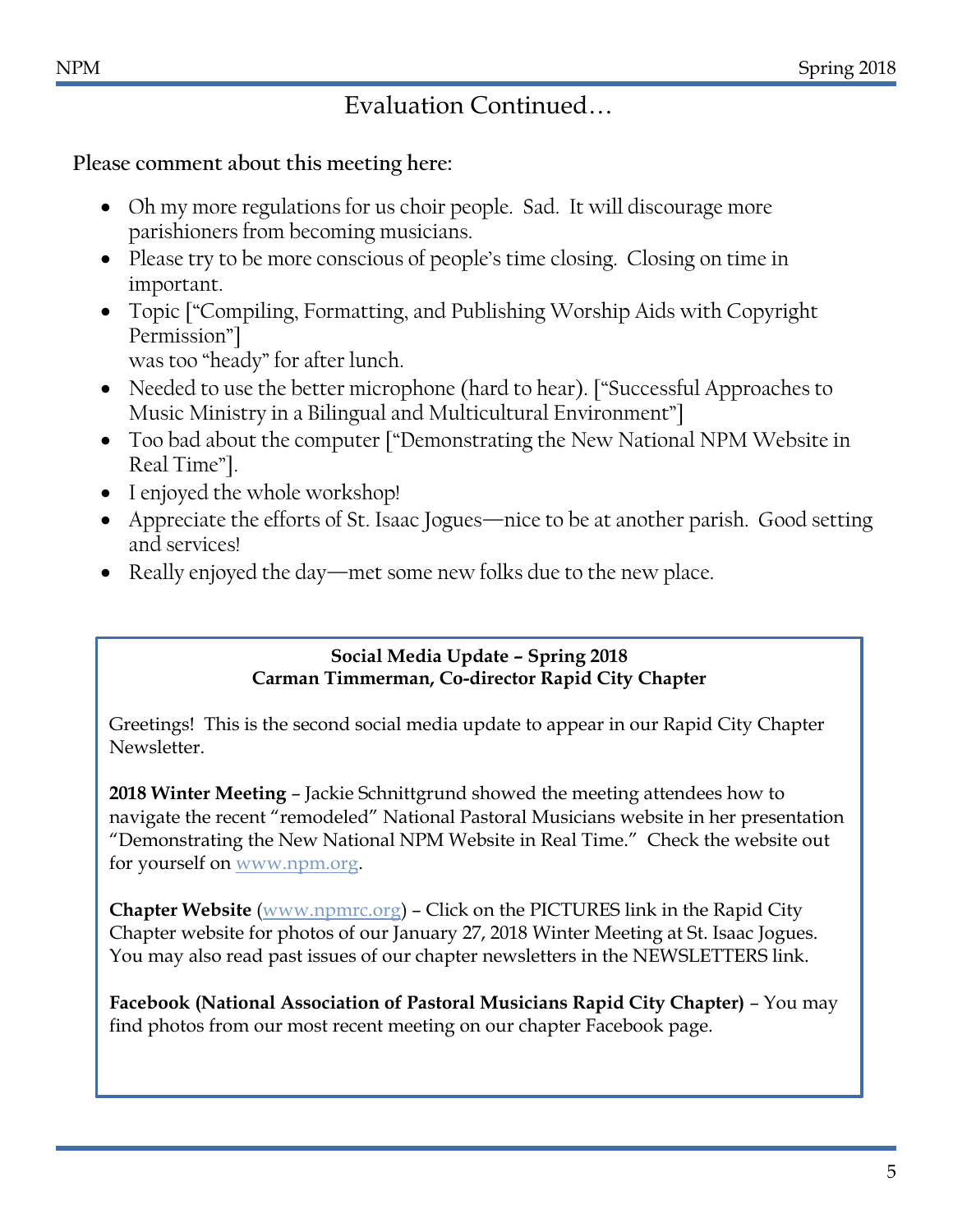# Evaluation Continued…

**Please comment about this meeting here:**

- Oh my more regulations for us choir people. Sad. It will discourage more parishioners from becoming musicians.
- Please try to be more conscious of people's time closing. Closing on time in important.
- Topic ["Compiling, Formatting, and Publishing Worship Aids with Copyright Permission"]
  was too "heady" for after lunch.
- Needed to use the better microphone (hard to hear). ["Successful Approaches to Music Ministry in a Bilingual and Multicultural Environment"]
- Too bad about the computer ["Demonstrating the New National NPM Website in Real Time"].
- I enjoyed the whole workshop!
- Appreciate the efforts of St. Isaac Jogues—nice to be at another parish. Good setting and services!
- Really enjoyed the day—met some new folks due to the new place.

**Social Media Update – Spring 2018**
**Carman Timmerman, Co-director Rapid City Chapter**

Greetings! This is the second social media update to appear in our Rapid City Chapter Newsletter.

**2018 Winter Meeting** – Jackie Schnittgrund showed the meeting attendees how to navigate the recent "remodeled" National Pastoral Musicians website in her presentation "Demonstrating the New National NPM Website in Real Time." Check the website out for yourself on www.npm.org.

**Chapter Website** (www.npmrc.org) – Click on the PICTURES link in the Rapid City Chapter website for photos of our January 27, 2018 Winter Meeting at St. Isaac Jogues. You may also read past issues of our chapter newsletters in the NEWSLETTERS link.

**Facebook (National Association of Pastoral Musicians Rapid City Chapter)** – You may find photos from our most recent meeting on our chapter Facebook page.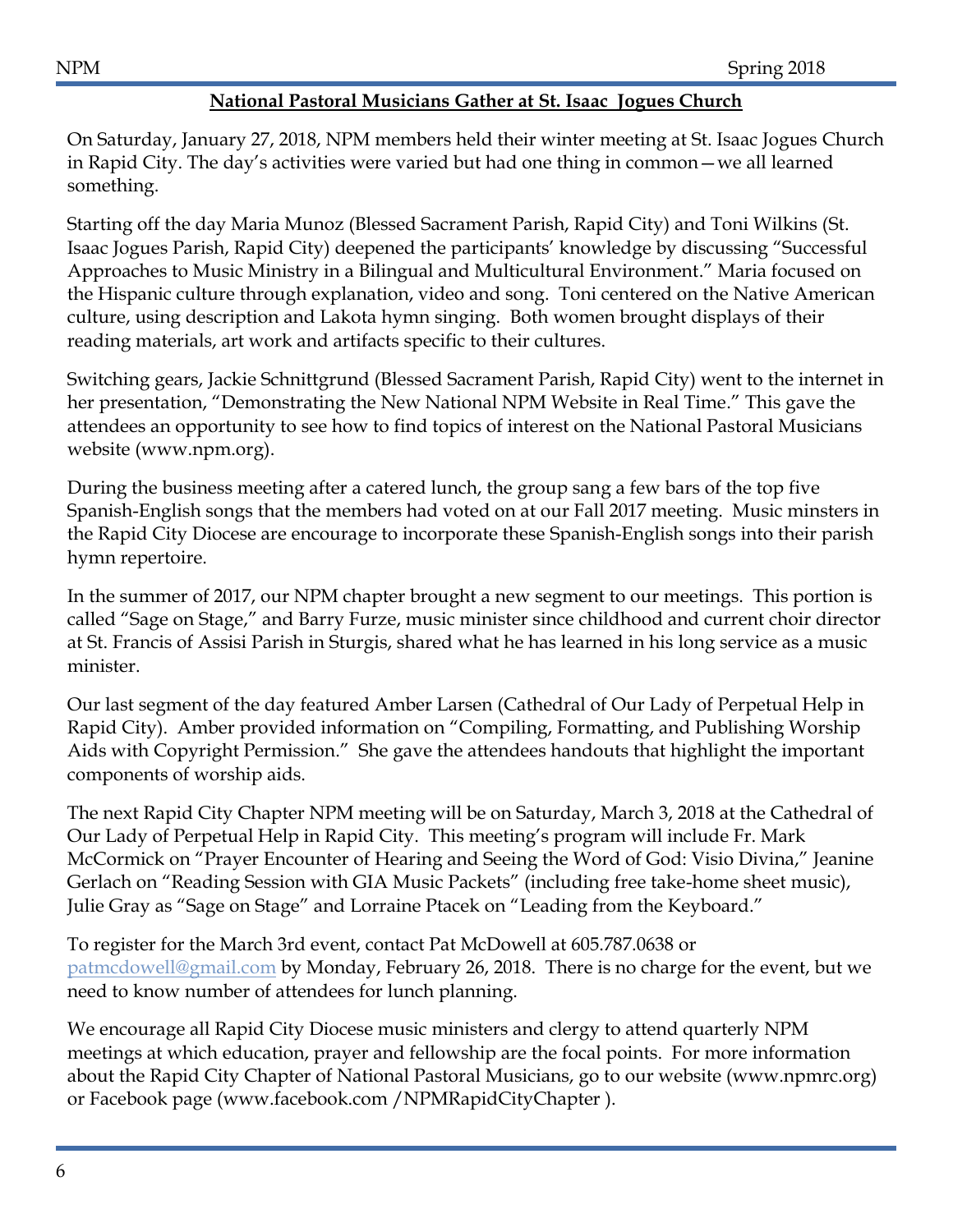**National Pastoral Musicians Gather at St. Isaac Jogues Church**

On Saturday, January 27, 2018, NPM members held their winter meeting at St. Isaac Jogues Church in Rapid City. The day's activities were varied but had one thing in common—we all learned something.

Starting off the day Maria Munoz (Blessed Sacrament Parish, Rapid City) and Toni Wilkins (St. Isaac Jogues Parish, Rapid City) deepened the participants' knowledge by discussing "Successful Approaches to Music Ministry in a Bilingual and Multicultural Environment." Maria focused on the Hispanic culture through explanation, video and song. Toni centered on the Native American culture, using description and Lakota hymn singing. Both women brought displays of their reading materials, art work and artifacts specific to their cultures.

Switching gears, Jackie Schnittgrund (Blessed Sacrament Parish, Rapid City) went to the internet in her presentation, "Demonstrating the New National NPM Website in Real Time." This gave the attendees an opportunity to see how to find topics of interest on the National Pastoral Musicians website (www.npm.org).

During the business meeting after a catered lunch, the group sang a few bars of the top five Spanish-English songs that the members had voted on at our Fall 2017 meeting. Music minsters in the Rapid City Diocese are encourage to incorporate these Spanish-English songs into their parish hymn repertoire.

In the summer of 2017, our NPM chapter brought a new segment to our meetings. This portion is called "Sage on Stage," and Barry Furze, music minister since childhood and current choir director at St. Francis of Assisi Parish in Sturgis, shared what he has learned in his long service as a music minister.

Our last segment of the day featured Amber Larsen (Cathedral of Our Lady of Perpetual Help in Rapid City). Amber provided information on "Compiling, Formatting, and Publishing Worship Aids with Copyright Permission." She gave the attendees handouts that highlight the important components of worship aids.

The next Rapid City Chapter NPM meeting will be on Saturday, March 3, 2018 at the Cathedral of Our Lady of Perpetual Help in Rapid City. This meeting's program will include Fr. Mark McCormick on "Prayer Encounter of Hearing and Seeing the Word of God: Visio Divina," Jeanine Gerlach on "Reading Session with GIA Music Packets" (including free take-home sheet music), Julie Gray as "Sage on Stage" and Lorraine Ptacek on "Leading from the Keyboard."

To register for the March 3rd event, contact Pat McDowell at 605.787.0638 or patmcdowell@gmail.com by Monday, February 26, 2018. There is no charge for the event, but we need to know number of attendees for lunch planning.

We encourage all Rapid City Diocese music ministers and clergy to attend quarterly NPM meetings at which education, prayer and fellowship are the focal points. For more information about the Rapid City Chapter of National Pastoral Musicians, go to our website (www.npmrc.org) or Facebook page (www.facebook.com /NPMRapidCityChapter ).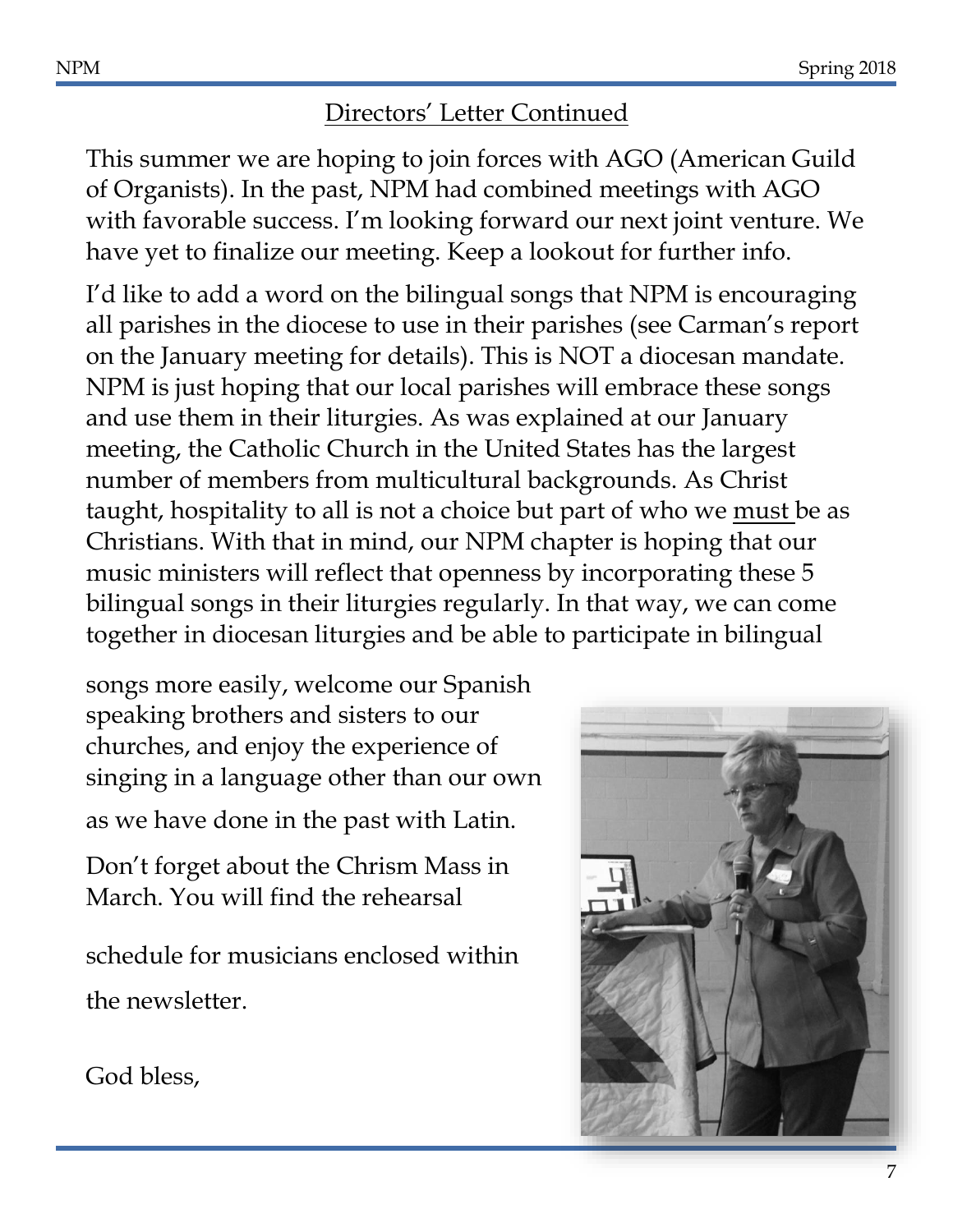## Directors' Letter Continued

This summer we are hoping to join forces with AGO (American Guild of Organists). In the past, NPM had combined meetings with AGO with favorable success. I'm looking forward our next joint venture. We have yet to finalize our meeting. Keep a lookout for further info.

I'd like to add a word on the bilingual songs that NPM is encouraging all parishes in the diocese to use in their parishes (see Carman's report on the January meeting for details). This is NOT a diocesan mandate. NPM is just hoping that our local parishes will embrace these songs and use them in their liturgies. As was explained at our January meeting, the Catholic Church in the United States has the largest number of members from multicultural backgrounds. As Christ taught, hospitality to all is not a choice but part of who we must be as Christians. With that in mind, our NPM chapter is hoping that our music ministers will reflect that openness by incorporating these 5 bilingual songs in their liturgies regularly. In that way, we can come together in diocesan liturgies and be able to participate in bilingual songs more easily, welcome our Spanish speaking brothers and sisters to our churches, and enjoy the experience of singing in a language other than our own as we have done in the past with Latin.

Don't forget about the Chrism Mass in March. You will find the rehearsal schedule for musicians enclosed within the newsletter.

God bless,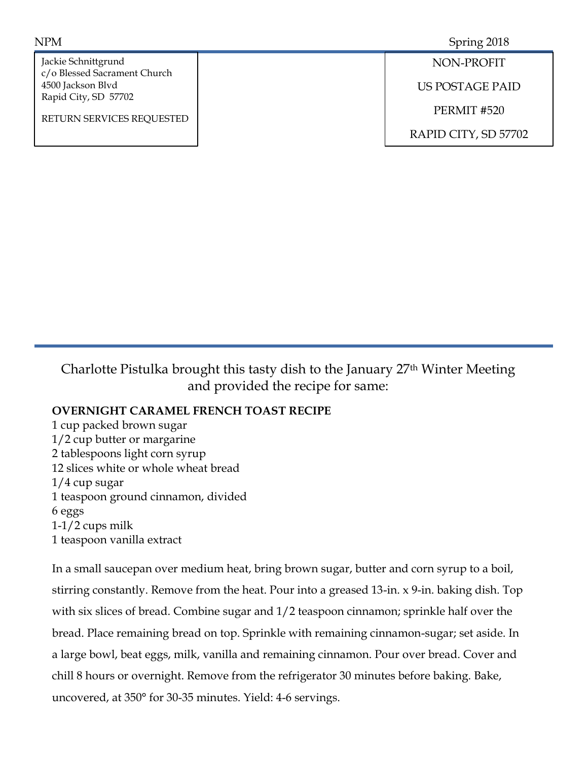Jackie Schnittgrund
c/o Blessed Sacrament Church
4500 Jackson Blvd
Rapid City, SD 57702

RETURN SERVICES REQUESTED

NON-PROFIT

US POSTAGE PAID

PERMIT #520

RAPID CITY, SD 57702

Charlotte Pistulka brought this tasty dish to the January 27th Winter Meeting and provided the recipe for same:

**OVERNIGHT CARAMEL FRENCH TOAST RECIPE**

1 cup packed brown sugar
1/2 cup butter or margarine
2 tablespoons light corn syrup
12 slices white or whole wheat bread
1/4 cup sugar
1 teaspoon ground cinnamon, divided
6 eggs
1-1/2 cups milk
1 teaspoon vanilla extract

In a small saucepan over medium heat, bring brown sugar, butter and corn syrup to a boil, stirring constantly. Remove from the heat. Pour into a greased 13-in. x 9-in. baking dish. Top with six slices of bread. Combine sugar and 1/2 teaspoon cinnamon; sprinkle half over the bread. Place remaining bread on top. Sprinkle with remaining cinnamon-sugar; set aside. In a large bowl, beat eggs, milk, vanilla and remaining cinnamon. Pour over bread. Cover and chill 8 hours or overnight. Remove from the refrigerator 30 minutes before baking. Bake, uncovered, at 350° for 30-35 minutes. Yield: 4-6 servings.